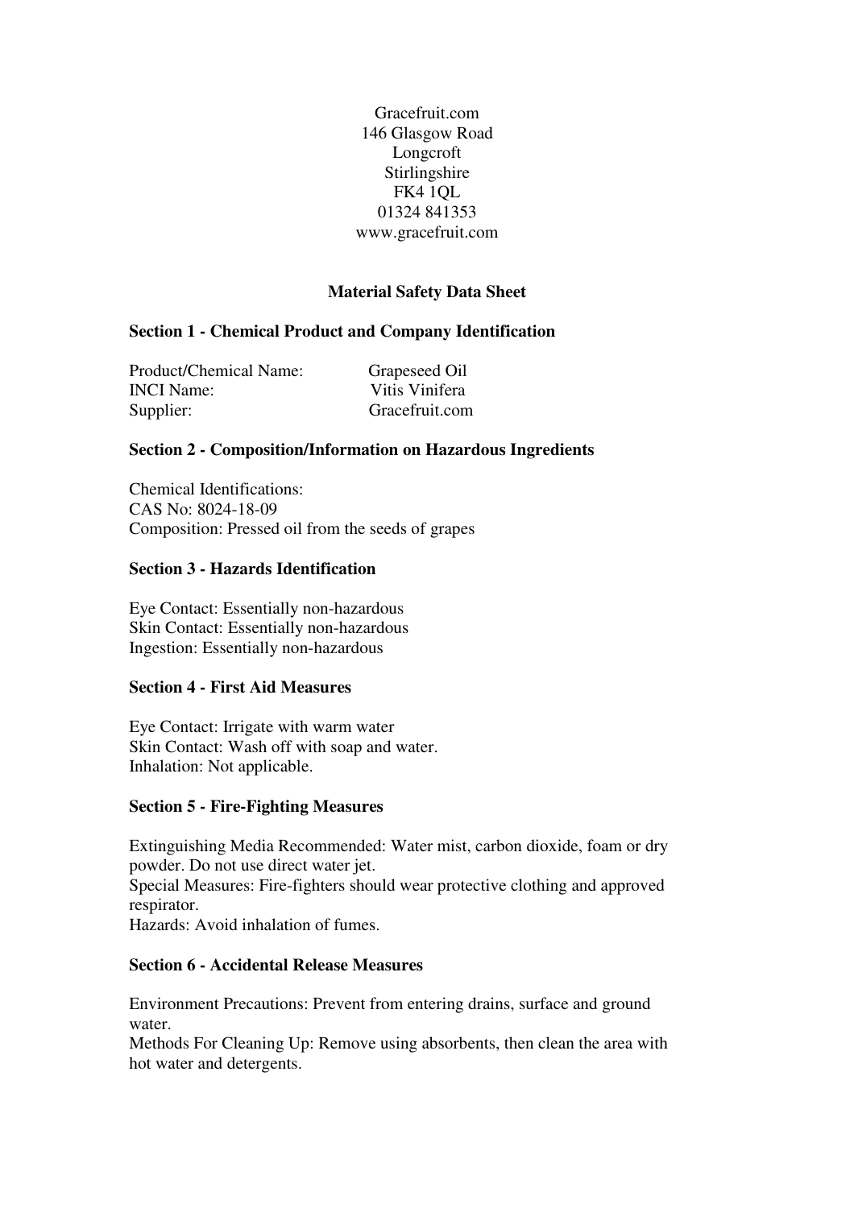Gracefruit.com
146 Glasgow Road
Longcroft
Stirlingshire
FK4 1QL
01324 841353
www.gracefruit.com

# Material Safety Data Sheet

## Section 1 - Chemical Product and Company Identification

| | |
|---|---|
| Product/Chemical Name: | Grapeseed Oil |
| INCI Name: | Vitis Vinifera |
| Supplier: | Gracefruit.com |

## Section 2 - Composition/Information on Hazardous Ingredients

Chemical Identifications:
CAS No: 8024-18-09
Composition: Pressed oil from the seeds of grapes

## Section 3 - Hazards Identification

Eye Contact: Essentially non-hazardous
Skin Contact: Essentially non-hazardous
Ingestion: Essentially non-hazardous

## Section 4 - First Aid Measures

Eye Contact: Irrigate with warm water
Skin Contact: Wash off with soap and water.
Inhalation: Not applicable.

## Section 5 - Fire-Fighting Measures

Extinguishing Media Recommended: Water mist, carbon dioxide, foam or dry powder. Do not use direct water jet.
Special Measures: Fire-fighters should wear protective clothing and approved respirator.
Hazards: Avoid inhalation of fumes.

## Section 6 - Accidental Release Measures

Environment Precautions: Prevent from entering drains, surface and ground water.
Methods For Cleaning Up: Remove using absorbents, then clean the area with hot water and detergents.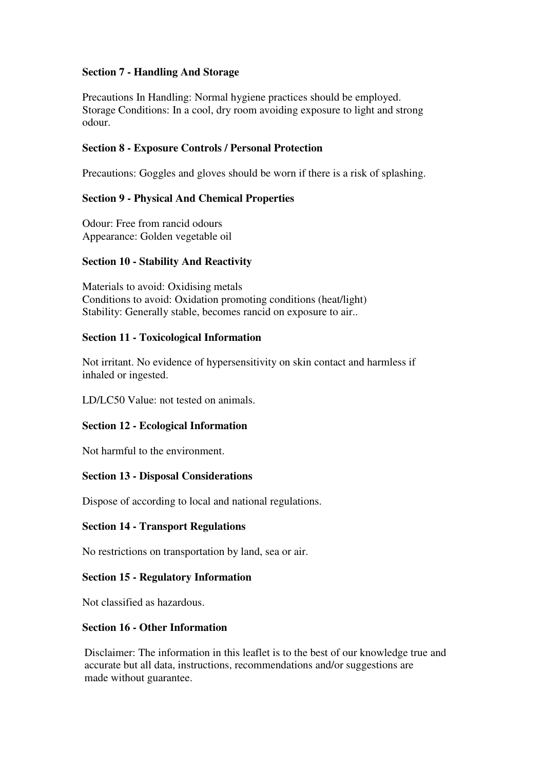**Section 7 - Handling And Storage**

Precautions In Handling: Normal hygiene practices should be employed.
Storage Conditions: In a cool, dry room avoiding exposure to light and strong odour.

**Section 8 - Exposure Controls / Personal Protection**

Precautions: Goggles and gloves should be worn if there is a risk of splashing.

**Section 9 - Physical And Chemical Properties**

Odour: Free from rancid odours
Appearance: Golden vegetable oil

**Section 10 - Stability And Reactivity**

Materials to avoid: Oxidising metals
Conditions to avoid: Oxidation promoting conditions (heat/light)
Stability: Generally stable, becomes rancid on exposure to air..

**Section 11 - Toxicological Information**

Not irritant. No evidence of hypersensitivity on skin contact and harmless if inhaled or ingested.

LD/LC50 Value: not tested on animals.

**Section 12 - Ecological Information**

Not harmful to the environment.

**Section 13 - Disposal Considerations**

Dispose of according to local and national regulations.

**Section 14 - Transport Regulations**

No restrictions on transportation by land, sea or air.

**Section 15 - Regulatory Information**

Not classified as hazardous.

**Section 16 - Other Information**

Disclaimer: The information in this leaflet is to the best of our knowledge true and accurate but all data, instructions, recommendations and/or suggestions are made without guarantee.